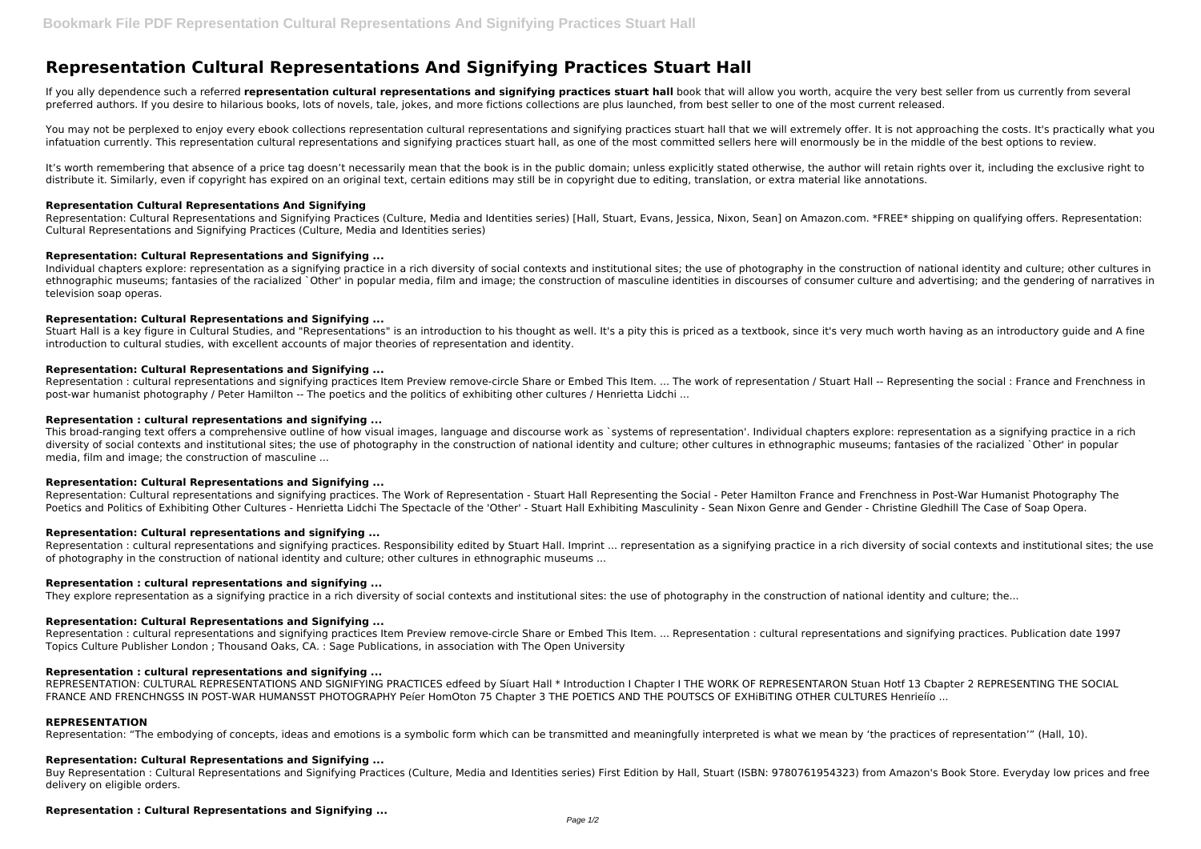# Representation Cultural Representations And Signifying Practices Stuart Hall

If you ally dependence such a referred **representation cultural representations and signifying practices stuart hall** book that will allow you worth, acquire the very best seller from us currently from several preferred authors. If you desire to hilarious books, lots of novels, tale, jokes, and more fictions collections are plus launched, from best seller to one of the most current released.

You may not be perplexed to enjoy every ebook collections representation cultural representations and signifying practices stuart hall that we will extremely offer. It is not approaching the costs. It's practically what you infatuation currently. This representation cultural representations and signifying practices stuart hall, as one of the most committed sellers here will enormously be in the middle of the best options to review.

It's worth remembering that absence of a price tag doesn't necessarily mean that the book is in the public domain; unless explicitly stated otherwise, the author will retain rights over it, including the exclusive right to distribute it. Similarly, even if copyright has expired on an original text, certain editions may still be in copyright due to editing, translation, or extra material like annotations.

### Representation Cultural Representations And Signifying

Representation: Cultural Representations and Signifying Practices (Culture, Media and Identities series) [Hall, Stuart, Evans, Jessica, Nixon, Sean] on Amazon.com. *FREE* shipping on qualifying offers. Representation: Cultural Representations and Signifying Practices (Culture, Media and Identities series)

### Representation: Cultural Representations and Signifying ...

Individual chapters explore: representation as a signifying practice in a rich diversity of social contexts and institutional sites; the use of photography in the construction of national identity and culture; other cultures in ethnographic museums; fantasies of the racialized `Other' in popular media, film and image; the construction of masculine identities in discourses of consumer culture and advertising; and the gendering of narratives in television soap operas.

### Representation: Cultural Representations and Signifying ...

Stuart Hall is a key figure in Cultural Studies, and "Representations" is an introduction to his thought as well. It's a pity this is priced as a textbook, since it's very much worth having as an introductory guide and A fine introduction to cultural studies, with excellent accounts of major theories of representation and identity.

### Representation: Cultural Representations and Signifying ...

Representation : cultural representations and signifying practices Item Preview remove-circle Share or Embed This Item. ... The work of representation / Stuart Hall -- Representing the social : France and Frenchness in post-war humanist photography / Peter Hamilton -- The poetics and the politics of exhibiting other cultures / Henrietta Lidchi ...

### Representation : cultural representations and signifying ...

This broad-ranging text offers a comprehensive outline of how visual images, language and discourse work as `systems of representation'. Individual chapters explore: representation as a signifying practice in a rich diversity of social contexts and institutional sites; the use of photography in the construction of national identity and culture; other cultures in ethnographic museums; fantasies of the racialized `Other' in popular media, film and image; the construction of masculine ...

### Representation: Cultural Representations and Signifying ...

Representation: Cultural representations and signifying practices. The Work of Representation - Stuart Hall Representing the Social - Peter Hamilton France and Frenchness in Post-War Humanist Photography The Poetics and Politics of Exhibiting Other Cultures - Henrietta Lidchi The Spectacle of the 'Other' - Stuart Hall Exhibiting Masculinity - Sean Nixon Genre and Gender - Christine Gledhill The Case of Soap Opera.

### Representation: Cultural representations and signifying ...

Representation : cultural representations and signifying practices. Responsibility edited by Stuart Hall. Imprint ... representation as a signifying practice in a rich diversity of social contexts and institutional sites; the use of photography in the construction of national identity and culture; other cultures in ethnographic museums ...

### Representation : cultural representations and signifying ...

They explore representation as a signifying practice in a rich diversity of social contexts and institutional sites: the use of photography in the construction of national identity and culture; the...

### Representation: Cultural Representations and Signifying ...

Representation : cultural representations and signifying practices Item Preview remove-circle Share or Embed This Item. ... Representation : cultural representations and signifying practices. Publication date 1997 Topics Culture Publisher London ; Thousand Oaks, CA. : Sage Publications, in association with The Open University

### Representation : cultural representations and signifying ...

REPRESENTATION: CULTURAL REPRESENTATIONS AND SIGNIFYING PRACTICES edfeed by Síuart Hall * Introduction I Chapter I THE WORK OF REPRESENTARON Stuan Hotf 13 Cbapter 2 REPRESENTING THE SOCIAL FRANCE AND FRENCHNGSS IN POST-WAR HUMANSST PHOTOGRAPHY Peíer HomOton 75 Chapter 3 THE POETICS AND THE POUTSCS OF EXHiBiTING OTHER CULTURES Henrieíío ...

### REPRESENTATION

Representation: "The embodying of concepts, ideas and emotions is a symbolic form which can be transmitted and meaningfully interpreted is what we mean by 'the practices of representation'" (Hall, 10).

### Representation: Cultural Representations and Signifying ...

Buy Representation : Cultural Representations and Signifying Practices (Culture, Media and Identities series) First Edition by Hall, Stuart (ISBN: 9780761954323) from Amazon's Book Store. Everyday low prices and free delivery on eligible orders.

### Representation : Cultural Representations and Signifying ...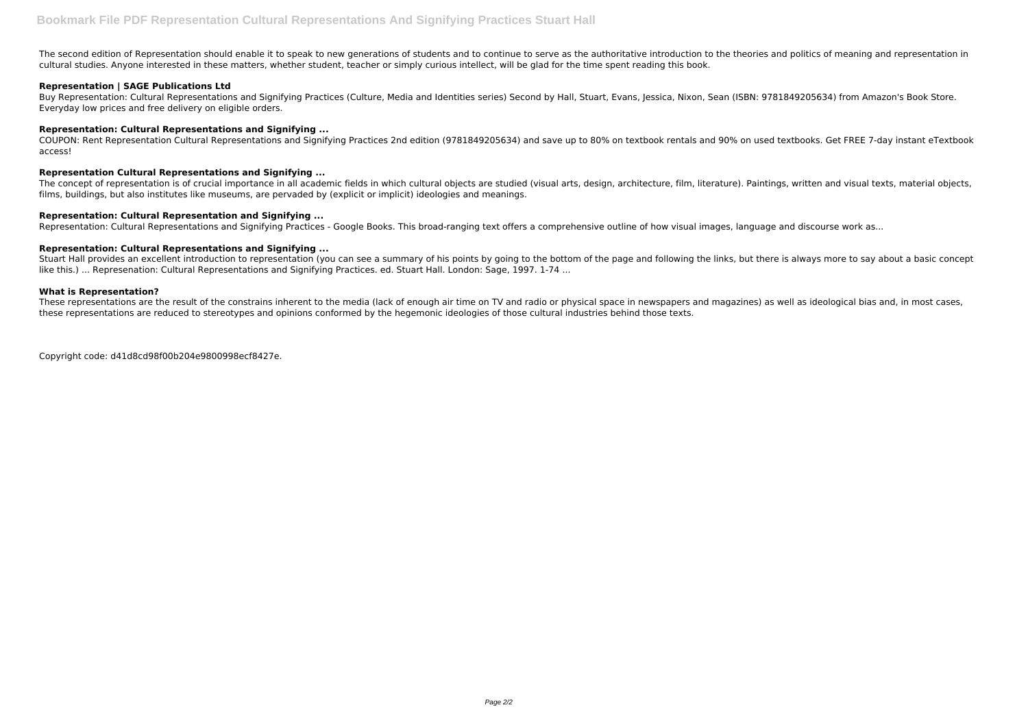The second edition of Representation should enable it to speak to new generations of students and to continue to serve as the authoritative introduction to the theories and politics of meaning and representation in cultural studies. Anyone interested in these matters, whether student, teacher or simply curious intellect, will be glad for the time spent reading this book.

### Representation | SAGE Publications Ltd

Buy Representation: Cultural Representations and Signifying Practices (Culture, Media and Identities series) Second by Hall, Stuart, Evans, Jessica, Nixon, Sean (ISBN: 9781849205634) from Amazon's Book Store. Everyday low prices and free delivery on eligible orders.

### Representation: Cultural Representations and Signifying ...

COUPON: Rent Representation Cultural Representations and Signifying Practices 2nd edition (9781849205634) and save up to 80% on textbook rentals and 90% on used textbooks. Get FREE 7-day instant eTextbook access!

### Representation Cultural Representations and Signifying ...

The concept of representation is of crucial importance in all academic fields in which cultural objects are studied (visual arts, design, architecture, film, literature). Paintings, written and visual texts, material objects, films, buildings, but also institutes like museums, are pervaded by (explicit or implicit) ideologies and meanings.

### Representation: Cultural Representation and Signifying ...

Representation: Cultural Representations and Signifying Practices - Google Books. This broad-ranging text offers a comprehensive outline of how visual images, language and discourse work as...

### Representation: Cultural Representations and Signifying ...

Stuart Hall provides an excellent introduction to representation (you can see a summary of his points by going to the bottom of the page and following the links, but there is always more to say about a basic concept like this.) ... Represenation: Cultural Representations and Signifying Practices. ed. Stuart Hall. London: Sage, 1997. 1-74 ...

### What is Representation?

These representations are the result of the constrains inherent to the media (lack of enough air time on TV and radio or physical space in newspapers and magazines) as well as ideological bias and, in most cases, these representations are reduced to stereotypes and opinions conformed by the hegemonic ideologies of those cultural industries behind those texts.

Copyright code: d41d8cd98f00b204e9800998ecf8427e.